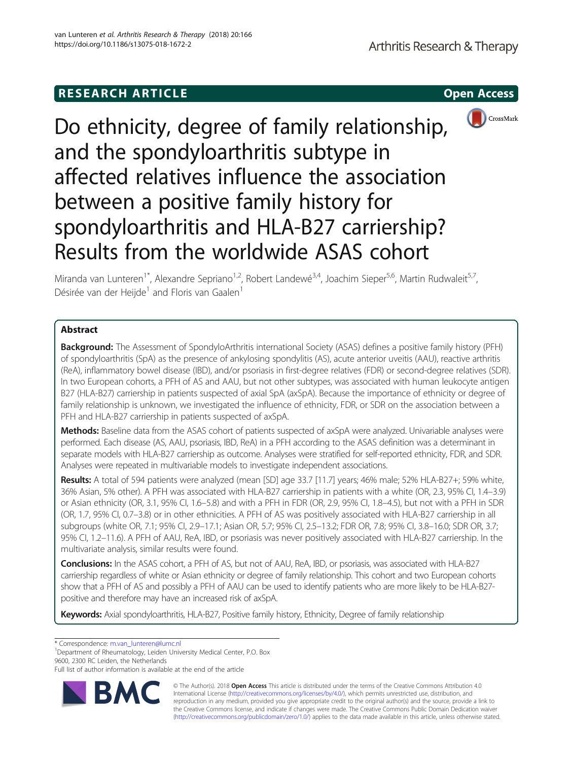# RESEARCH ARTICLE

**Open Access**

# Do ethnicity, degree of family relationship, and the spondyloarthritis subtype in affected relatives influence the association between a positive family history for spondyloarthritis and HLA-B27 carriership? Results from the worldwide ASAS cohort

Miranda van Lunteren[1*], Alexandre Sepriano[1,2], Robert Landewé[3,4], Joachim Sieper[5,6], Martin Rudwaleit[5,7], Désirée van der Heijde[1] and Floris van Gaalen[1]

## Abstract

**Background:** The Assessment of SpondyloArthritis international Society (ASAS) defines a positive family history (PFH) of spondyloarthritis (SpA) as the presence of ankylosing spondylitis (AS), acute anterior uveitis (AAU), reactive arthritis (ReA), inflammatory bowel disease (IBD), and/or psoriasis in first-degree relatives (FDR) or second-degree relatives (SDR). In two European cohorts, a PFH of AS and AAU, but not other subtypes, was associated with human leukocyte antigen B27 (HLA-B27) carriership in patients suspected of axial SpA (axSpA). Because the importance of ethnicity or degree of family relationship is unknown, we investigated the influence of ethnicity, FDR, or SDR on the association between a PFH and HLA-B27 carriership in patients suspected of axSpA.

**Methods:** Baseline data from the ASAS cohort of patients suspected of axSpA were analyzed. Univariable analyses were performed. Each disease (AS, AAU, psoriasis, IBD, ReA) in a PFH according to the ASAS definition was a determinant in separate models with HLA-B27 carriership as outcome. Analyses were stratified for self-reported ethnicity, FDR, and SDR. Analyses were repeated in multivariable models to investigate independent associations.

**Results:** A total of 594 patients were analyzed (mean [SD] age 33.7 [11.7] years; 46% male; 52% HLA-B27+; 59% white, 36% Asian, 5% other). A PFH was associated with HLA-B27 carriership in patients with a white (OR, 2.3, 95% CI, 1.4–3.9) or Asian ethnicity (OR, 3.1, 95% CI, 1.6–5.8) and with a PFH in FDR (OR, 2.9, 95% CI, 1.8–4.5), but not with a PFH in SDR (OR, 1.7, 95% CI, 0.7–3.8) or in other ethnicities. A PFH of AS was positively associated with HLA-B27 carriership in all subgroups (white OR, 7.1; 95% CI, 2.9–17.1; Asian OR, 5.7; 95% CI, 2.5–13.2; FDR OR, 7.8; 95% CI, 3.8–16.0; SDR OR, 3.7; 95% CI, 1.2–11.6). A PFH of AAU, ReA, IBD, or psoriasis was never positively associated with HLA-B27 carriership. In the multivariate analysis, similar results were found.

**Conclusions:** In the ASAS cohort, a PFH of AS, but not of AAU, ReA, IBD, or psoriasis, was associated with HLA-B27 carriership regardless of white or Asian ethnicity or degree of family relationship. This cohort and two European cohorts show that a PFH of AS and possibly a PFH of AAU can be used to identify patients who are more likely to be HLA-B27-positive and therefore may have an increased risk of axSpA.

**Keywords:** Axial spondyloarthritis, HLA-B27, Positive family history, Ethnicity, Degree of family relationship

---

\* Correspondence: m.van_lunteren@lumc.nl

[1]Department of Rheumatology, Leiden University Medical Center, P.O. Box 9600, 2300 RC Leiden, the Netherlands

Full list of author information is available at the end of the article

© The Author(s). 2018 **Open Access** This article is distributed under the terms of the Creative Commons Attribution 4.0 International License (http://creativecommons.org/licenses/by/4.0/), which permits unrestricted use, distribution, and reproduction in any medium, provided you give appropriate credit to the original author(s) and the source, provide a link to the Creative Commons license, and indicate if changes were made. The Creative Commons Public Domain Dedication waiver (http://creativecommons.org/publicdomain/zero/1.0/) applies to the data made available in this article, unless otherwise stated.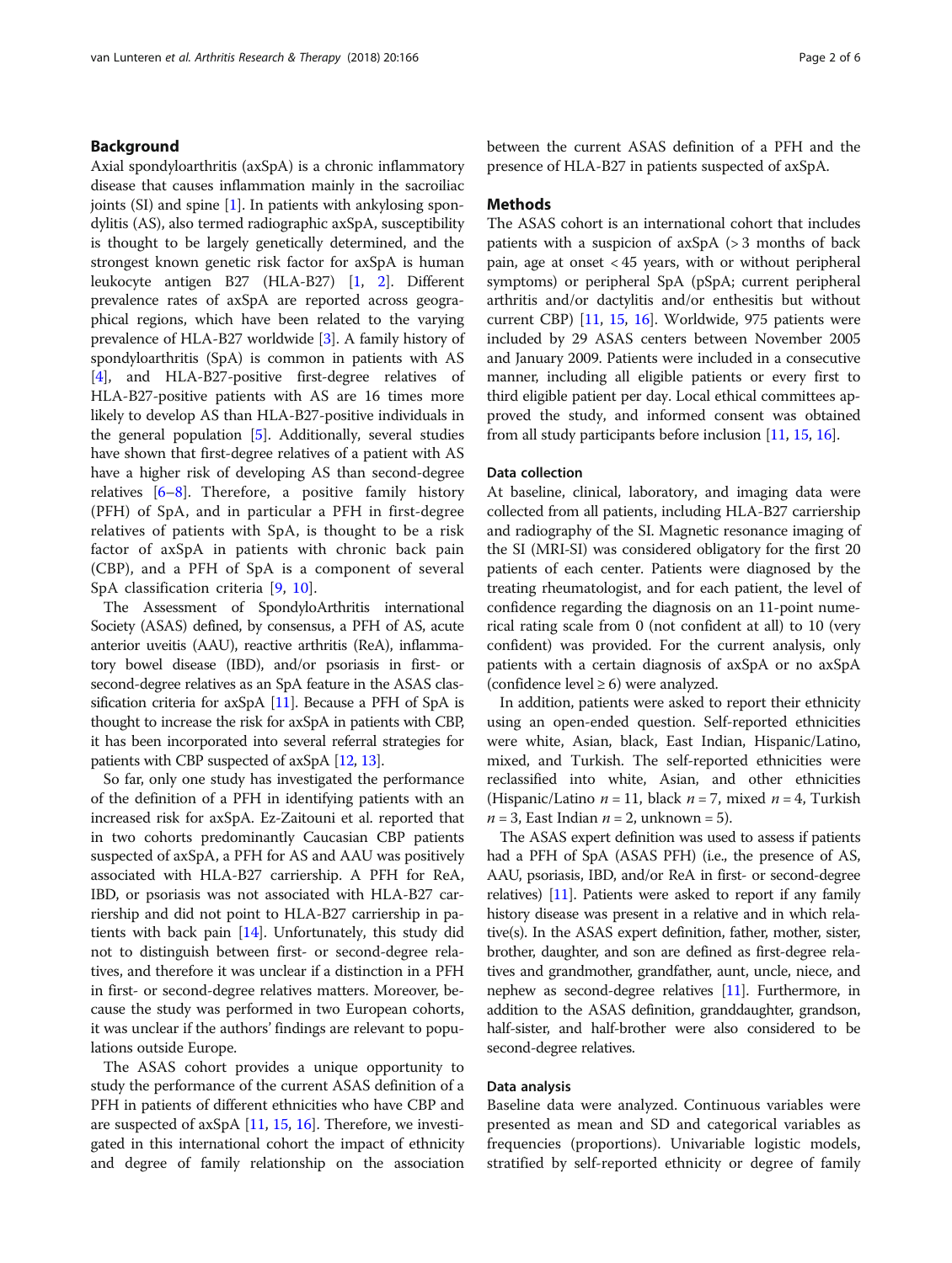## Background

Axial spondyloarthritis (axSpA) is a chronic inflammatory disease that causes inflammation mainly in the sacroiliac joints (SI) and spine [1]. In patients with ankylosing spondylitis (AS), also termed radiographic axSpA, susceptibility is thought to be largely genetically determined, and the strongest known genetic risk factor for axSpA is human leukocyte antigen B27 (HLA-B27) [1, 2]. Different prevalence rates of axSpA are reported across geographical regions, which have been related to the varying prevalence of HLA-B27 worldwide [3]. A family history of spondyloarthritis (SpA) is common in patients with AS [4], and HLA-B27-positive first-degree relatives of HLA-B27-positive patients with AS are 16 times more likely to develop AS than HLA-B27-positive individuals in the general population [5]. Additionally, several studies have shown that first-degree relatives of a patient with AS have a higher risk of developing AS than second-degree relatives [6–8]. Therefore, a positive family history (PFH) of SpA, and in particular a PFH in first-degree relatives of patients with SpA, is thought to be a risk factor of axSpA in patients with chronic back pain (CBP), and a PFH of SpA is a component of several SpA classification criteria [9, 10].

The Assessment of SpondyloArthritis international Society (ASAS) defined, by consensus, a PFH of AS, acute anterior uveitis (AAU), reactive arthritis (ReA), inflammatory bowel disease (IBD), and/or psoriasis in first- or second-degree relatives as an SpA feature in the ASAS classification criteria for axSpA [11]. Because a PFH of SpA is thought to increase the risk for axSpA in patients with CBP, it has been incorporated into several referral strategies for patients with CBP suspected of axSpA [12, 13].

So far, only one study has investigated the performance of the definition of a PFH in identifying patients with an increased risk for axSpA. Ez-Zaitouni et al. reported that in two cohorts predominantly Caucasian CBP patients suspected of axSpA, a PFH for AS and AAU was positively associated with HLA-B27 carriership. A PFH for ReA, IBD, or psoriasis was not associated with HLA-B27 carriership and did not point to HLA-B27 carriership in patients with back pain [14]. Unfortunately, this study did not to distinguish between first- or second-degree relatives, and therefore it was unclear if a distinction in a PFH in first- or second-degree relatives matters. Moreover, because the study was performed in two European cohorts, it was unclear if the authors' findings are relevant to populations outside Europe.

The ASAS cohort provides a unique opportunity to study the performance of the current ASAS definition of a PFH in patients of different ethnicities who have CBP and are suspected of axSpA [11, 15, 16]. Therefore, we investigated in this international cohort the impact of ethnicity and degree of family relationship on the association between the current ASAS definition of a PFH and the presence of HLA-B27 in patients suspected of axSpA.

## Methods

The ASAS cohort is an international cohort that includes patients with a suspicion of axSpA (> 3 months of back pain, age at onset < 45 years, with or without peripheral symptoms) or peripheral SpA (pSpA; current peripheral arthritis and/or dactylitis and/or enthesitis but without current CBP) [11, 15, 16]. Worldwide, 975 patients were included by 29 ASAS centers between November 2005 and January 2009. Patients were included in a consecutive manner, including all eligible patients or every first to third eligible patient per day. Local ethical committees approved the study, and informed consent was obtained from all study participants before inclusion [11, 15, 16].

### Data collection

At baseline, clinical, laboratory, and imaging data were collected from all patients, including HLA-B27 carriership and radiography of the SI. Magnetic resonance imaging of the SI (MRI-SI) was considered obligatory for the first 20 patients of each center. Patients were diagnosed by the treating rheumatologist, and for each patient, the level of confidence regarding the diagnosis on an 11-point numerical rating scale from 0 (not confident at all) to 10 (very confident) was provided. For the current analysis, only patients with a certain diagnosis of axSpA or no axSpA (confidence level ≥ 6) were analyzed.

In addition, patients were asked to report their ethnicity using an open-ended question. Self-reported ethnicities were white, Asian, black, East Indian, Hispanic/Latino, mixed, and Turkish. The self-reported ethnicities were reclassified into white, Asian, and other ethnicities (Hispanic/Latino $n = 11$, black $n = 7$, mixed $n = 4$, Turkish $n = 3$, East Indian $n = 2$, unknown = 5).

The ASAS expert definition was used to assess if patients had a PFH of SpA (ASAS PFH) (i.e., the presence of AS, AAU, psoriasis, IBD, and/or ReA in first- or second-degree relatives) [11]. Patients were asked to report if any family history disease was present in a relative and in which relative(s). In the ASAS expert definition, father, mother, sister, brother, daughter, and son are defined as first-degree relatives and grandmother, grandfather, aunt, uncle, niece, and nephew as second-degree relatives [11]. Furthermore, in addition to the ASAS definition, granddaughter, grandson, half-sister, and half-brother were also considered to be second-degree relatives.

### Data analysis

Baseline data were analyzed. Continuous variables were presented as mean and SD and categorical variables as frequencies (proportions). Univariable logistic models, stratified by self-reported ethnicity or degree of family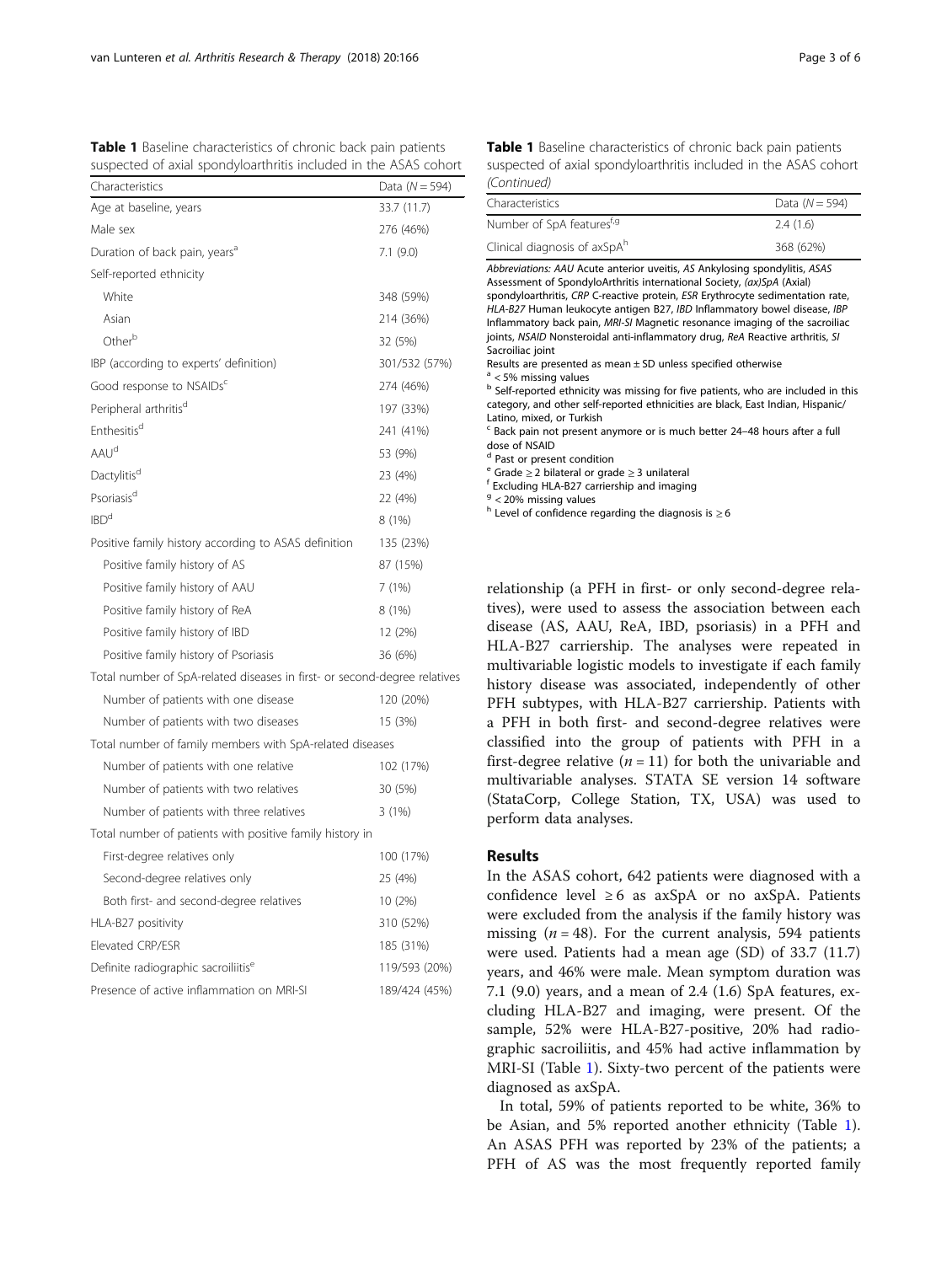**Table 1** Baseline characteristics of chronic back pain patients suspected of axial spondyloarthritis included in the ASAS cohort

| Characteristics | Data (N = 594) |
|---|---|
| Age at baseline, years | 33.7 (11.7) |
| Male sex | 276 (46%) |
| Duration of back pain, years[a] | 7.1 (9.0) |
| Self-reported ethnicity | |
| White | 348 (59%) |
| Asian | 214 (36%) |
| Other[b] | 32 (5%) |
| IBP (according to experts' definition) | 301/532 (57%) |
| Good response to NSAIDs[c] | 274 (46%) |
| Peripheral arthritis[d] | 197 (33%) |
| Enthesitis[d] | 241 (41%) |
| AAU[d] | 53 (9%) |
| Dactylitis[d] | 23 (4%) |
| Psoriasis[d] | 22 (4%) |
| IBD[d] | 8 (1%) |
| Positive family history according to ASAS definition | 135 (23%) |
| Positive family history of AS | 87 (15%) |
| Positive family history of AAU | 7 (1%) |
| Positive family history of ReA | 8 (1%) |
| Positive family history of IBD | 12 (2%) |
| Positive family history of Psoriasis | 36 (6%) |
| Total number of SpA-related diseases in first- or second-degree relatives | |
| Number of patients with one disease | 120 (20%) |
| Number of patients with two diseases | 15 (3%) |
| Total number of family members with SpA-related diseases | |
| Number of patients with one relative | 102 (17%) |
| Number of patients with two relatives | 30 (5%) |
| Number of patients with three relatives | 3 (1%) |
| Total number of patients with positive family history in | |
| First-degree relatives only | 100 (17%) |
| Second-degree relatives only | 25 (4%) |
| Both first- and second-degree relatives | 10 (2%) |
| HLA-B27 positivity | 310 (52%) |
| Elevated CRP/ESR | 185 (31%) |
| Definite radiographic sacroiliitis[e] | 119/593 (20%) |
| Presence of active inflammation on MRI-SI | 189/424 (45%) |
| Number of SpA features[f,g] | 2.4 (1.6) |
| Clinical diagnosis of axSpA[h] | 368 (62%) |

*Abbreviations: AAU* Acute anterior uveitis, *AS* Ankylosing spondylitis, *ASAS* Assessment of SpondyloArthritis international Society, *(ax)SpA* (Axial) spondyloarthritis, *CRP* C-reactive protein, *ESR* Erythrocyte sedimentation rate, *HLA-B27* Human leukocyte antigen B27, *IBD* Inflammatory bowel disease, *IBP* Inflammatory back pain, *MRI-SI* Magnetic resonance imaging of the sacroiliac joints, *NSAID* Nonsteroidal anti-inflammatory drug, *ReA* Reactive arthritis, *SI* Sacroiliac joint

Results are presented as mean ± SD unless specified otherwise

[a] < 5% missing values

[b] Self-reported ethnicity was missing for five patients, who are included in this category, and other self-reported ethnicities are black, East Indian, Hispanic/Latino, mixed, or Turkish

[c] Back pain not present anymore or is much better 24–48 hours after a full dose of NSAID

[d] Past or present condition

[e] Grade ≥ 2 bilateral or grade ≥ 3 unilateral

[f] Excluding HLA-B27 carriership and imaging

[g] < 20% missing values

[h] Level of confidence regarding the diagnosis is ≥ 6

relationship (a PFH in first- or only second-degree relatives), were used to assess the association between each disease (AS, AAU, ReA, IBD, psoriasis) in a PFH and HLA-B27 carriership. The analyses were repeated in multivariable logistic models to investigate if each family history disease was associated, independently of other PFH subtypes, with HLA-B27 carriership. Patients with a PFH in both first- and second-degree relatives were classified into the group of patients with PFH in a first-degree relative ($n = 11$) for both the univariable and multivariable analyses. STATA SE version 14 software (StataCorp, College Station, TX, USA) was used to perform data analyses.

## Results

In the ASAS cohort, 642 patients were diagnosed with a confidence level ≥ 6 as axSpA or no axSpA. Patients were excluded from the analysis if the family history was missing ($n = 48$). For the current analysis, 594 patients were used. Patients had a mean age (SD) of 33.7 (11.7) years, and 46% were male. Mean symptom duration was 7.1 (9.0) years, and a mean of 2.4 (1.6) SpA features, excluding HLA-B27 and imaging, were present. Of the sample, 52% were HLA-B27-positive, 20% had radiographic sacroiliitis, and 45% had active inflammation by MRI-SI (Table 1). Sixty-two percent of the patients were diagnosed as axSpA.

In total, 59% of patients reported to be white, 36% to be Asian, and 5% reported another ethnicity (Table 1). An ASAS PFH was reported by 23% of the patients; a PFH of AS was the most frequently reported family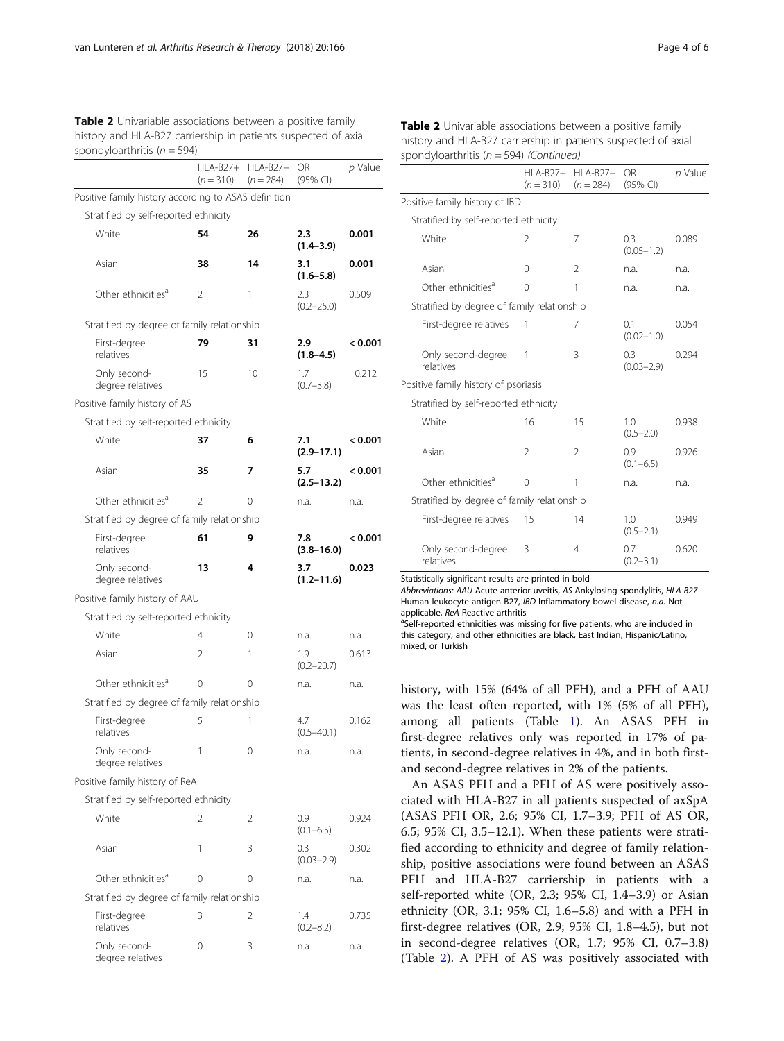**Table 2** Univariable associations between a positive family history and HLA-B27 carriership in patients suspected of axial spondyloarthritis (*n* = 594)

| | HLA-B27+ (*n* = 310) | HLA-B27– (*n* = 284) | OR (95% CI) | *p* Value |
|---|---|---|---|---|
| Positive family history according to ASAS definition | | | | |
| Stratified by self-reported ethnicity | | | | |
| White | **54** | **26** | **2.3 (1.4–3.9)** | **0.001** |
| Asian | **38** | **14** | **3.1 (1.6–5.8)** | **0.001** |
| Other ethnicities[a] | 2 | 1 | 2.3 (0.2–25.0) | 0.509 |
| Stratified by degree of family relationship | | | | |
| First-degree relatives | **79** | **31** | **2.9 (1.8–4.5)** | **< 0.001** |
| Only second-degree relatives | 15 | 10 | 1.7 (0.7–3.8) | 0.212 |
| Positive family history of AS | | | | |
| Stratified by self-reported ethnicity | | | | |
| White | **37** | **6** | **7.1 (2.9–17.1)** | **< 0.001** |
| Asian | **35** | **7** | **5.7 (2.5–13.2)** | **< 0.001** |
| Other ethnicities[a] | 2 | 0 | n.a. | n.a. |
| Stratified by degree of family relationship | | | | |
| First-degree relatives | **61** | **9** | **7.8 (3.8–16.0)** | **< 0.001** |
| Only second-degree relatives | **13** | **4** | **3.7 (1.2–11.6)** | **0.023** |
| Positive family history of AAU | | | | |
| Stratified by self-reported ethnicity | | | | |
| White | 4 | 0 | n.a. | n.a. |
| Asian | 2 | 1 | 1.9 (0.2–20.7) | 0.613 |
| Other ethnicities[a] | 0 | 0 | n.a. | n.a. |
| Stratified by degree of family relationship | | | | |
| First-degree relatives | 5 | 1 | 4.7 (0.5–40.1) | 0.162 |
| Only second-degree relatives | 1 | 0 | n.a. | n.a. |
| Positive family history of ReA | | | | |
| Stratified by self-reported ethnicity | | | | |
| White | 2 | 2 | 0.9 (0.1–6.5) | 0.924 |
| Asian | 1 | 3 | 0.3 (0.03–2.9) | 0.302 |
| Other ethnicities[a] | 0 | 0 | n.a. | n.a. |
| Stratified by degree of family relationship | | | | |
| First-degree relatives | 3 | 2 | 1.4 (0.2–8.2) | 0.735 |
| Only second-degree relatives | 0 | 3 | n.a | n.a |
| Positive family history of IBD | | | | |
| Stratified by self-reported ethnicity | | | | |
| White | 2 | 7 | 0.3 (0.05–1.2) | 0.089 |
| Asian | 0 | 2 | n.a. | n.a. |
| Other ethnicities[a] | 0 | 1 | n.a. | n.a. |
| Stratified by degree of family relationship | | | | |
| First-degree relatives | 1 | 7 | 0.1 (0.02–1.0) | 0.054 |
| Only second-degree relatives | 1 | 3 | 0.3 (0.03–2.9) | 0.294 |
| Positive family history of psoriasis | | | | |
| Stratified by self-reported ethnicity | | | | |
| White | 16 | 15 | 1.0 (0.5–2.0) | 0.938 |
| Asian | 2 | 2 | 0.9 (0.1–6.5) | 0.926 |
| Other ethnicities[a] | 0 | 1 | n.a. | n.a. |
| Stratified by degree of family relationship | | | | |
| First-degree relatives | 15 | 14 | 1.0 (0.5–2.1) | 0.949 |
| Only second-degree relatives | 3 | 4 | 0.7 (0.2–3.1) | 0.620 |

Statistically significant results are printed in bold

*Abbreviations: AAU* Acute anterior uveitis, *AS* Ankylosing spondylitis, *HLA-B27* Human leukocyte antigen B27, *IBD* Inflammatory bowel disease, *n.a.* Not applicable, *ReA* Reactive arthritis

[a]Self-reported ethnicities was missing for five patients, who are included in this category, and other ethnicities are black, East Indian, Hispanic/Latino, mixed, or Turkish

history, with 15% (64% of all PFH), and a PFH of AAU was the least often reported, with 1% (5% of all PFH), among all patients (Table 1). An ASAS PFH in first-degree relatives only was reported in 17% of patients, in second-degree relatives in 4%, and in both first- and second-degree relatives in 2% of the patients.

An ASAS PFH and a PFH of AS were positively associated with HLA-B27 in all patients suspected of axSpA (ASAS PFH OR, 2.6; 95% CI, 1.7–3.9; PFH of AS OR, 6.5; 95% CI, 3.5–12.1). When these patients were stratified according to ethnicity and degree of family relationship, positive associations were found between an ASAS PFH and HLA-B27 carriership in patients with a self-reported white (OR, 2.3; 95% CI, 1.4–3.9) or Asian ethnicity (OR, 3.1; 95% CI, 1.6–5.8) and with a PFH in first-degree relatives (OR, 2.9; 95% CI, 1.8–4.5), but not in second-degree relatives (OR, 1.7; 95% CI, 0.7–3.8) (Table 2). A PFH of AS was positively associated with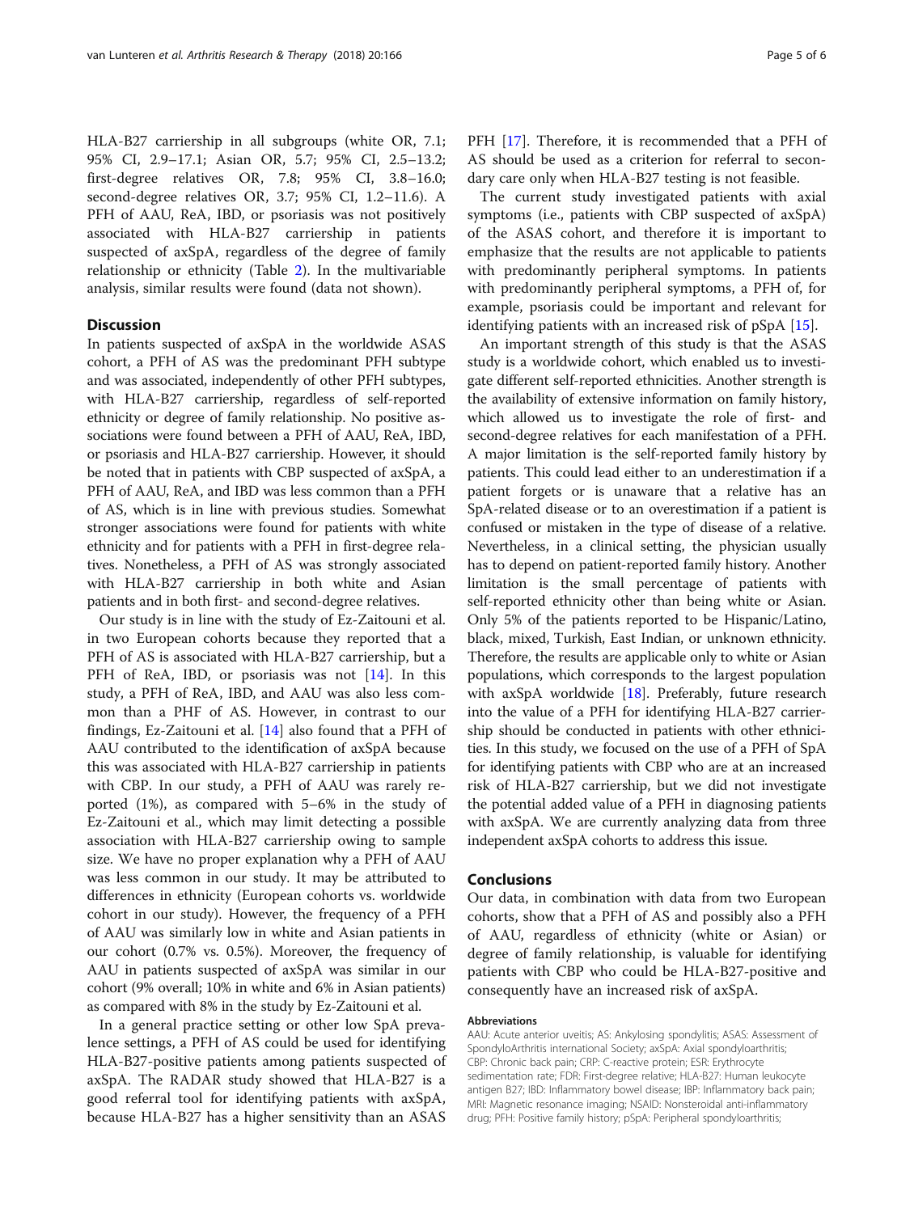HLA-B27 carriership in all subgroups (white OR, 7.1; 95% CI, 2.9–17.1; Asian OR, 5.7; 95% CI, 2.5–13.2; first-degree relatives OR, 7.8; 95% CI, 3.8–16.0; second-degree relatives OR, 3.7; 95% CI, 1.2–11.6). A PFH of AAU, ReA, IBD, or psoriasis was not positively associated with HLA-B27 carriership in patients suspected of axSpA, regardless of the degree of family relationship or ethnicity (Table 2). In the multivariable analysis, similar results were found (data not shown).

## Discussion

In patients suspected of axSpA in the worldwide ASAS cohort, a PFH of AS was the predominant PFH subtype and was associated, independently of other PFH subtypes, with HLA-B27 carriership, regardless of self-reported ethnicity or degree of family relationship. No positive associations were found between a PFH of AAU, ReA, IBD, or psoriasis and HLA-B27 carriership. However, it should be noted that in patients with CBP suspected of axSpA, a PFH of AAU, ReA, and IBD was less common than a PFH of AS, which is in line with previous studies. Somewhat stronger associations were found for patients with white ethnicity and for patients with a PFH in first-degree relatives. Nonetheless, a PFH of AS was strongly associated with HLA-B27 carriership in both white and Asian patients and in both first- and second-degree relatives.

Our study is in line with the study of Ez-Zaitouni et al. in two European cohorts because they reported that a PFH of AS is associated with HLA-B27 carriership, but a PFH of ReA, IBD, or psoriasis was not [14]. In this study, a PFH of ReA, IBD, and AAU was also less common than a PHF of AS. However, in contrast to our findings, Ez-Zaitouni et al. [14] also found that a PFH of AAU contributed to the identification of axSpA because this was associated with HLA-B27 carriership in patients with CBP. In our study, a PFH of AAU was rarely reported (1%), as compared with 5–6% in the study of Ez-Zaitouni et al., which may limit detecting a possible association with HLA-B27 carriership owing to sample size. We have no proper explanation why a PFH of AAU was less common in our study. It may be attributed to differences in ethnicity (European cohorts vs. worldwide cohort in our study). However, the frequency of a PFH of AAU was similarly low in white and Asian patients in our cohort (0.7% vs. 0.5%). Moreover, the frequency of AAU in patients suspected of axSpA was similar in our cohort (9% overall; 10% in white and 6% in Asian patients) as compared with 8% in the study by Ez-Zaitouni et al.

In a general practice setting or other low SpA prevalence settings, a PFH of AS could be used for identifying HLA-B27-positive patients among patients suspected of axSpA. The RADAR study showed that HLA-B27 is a good referral tool for identifying patients with axSpA, because HLA-B27 has a higher sensitivity than an ASAS PFH [17]. Therefore, it is recommended that a PFH of AS should be used as a criterion for referral to secondary care only when HLA-B27 testing is not feasible.

The current study investigated patients with axial symptoms (i.e., patients with CBP suspected of axSpA) of the ASAS cohort, and therefore it is important to emphasize that the results are not applicable to patients with predominantly peripheral symptoms. In patients with predominantly peripheral symptoms, a PFH of, for example, psoriasis could be important and relevant for identifying patients with an increased risk of pSpA [15].

An important strength of this study is that the ASAS study is a worldwide cohort, which enabled us to investigate different self-reported ethnicities. Another strength is the availability of extensive information on family history, which allowed us to investigate the role of first- and second-degree relatives for each manifestation of a PFH. A major limitation is the self-reported family history by patients. This could lead either to an underestimation if a patient forgets or is unaware that a relative has an SpA-related disease or to an overestimation if a patient is confused or mistaken in the type of disease of a relative. Nevertheless, in a clinical setting, the physician usually has to depend on patient-reported family history. Another limitation is the small percentage of patients with self-reported ethnicity other than being white or Asian. Only 5% of the patients reported to be Hispanic/Latino, black, mixed, Turkish, East Indian, or unknown ethnicity. Therefore, the results are applicable only to white or Asian populations, which corresponds to the largest population with axSpA worldwide [18]. Preferably, future research into the value of a PFH for identifying HLA-B27 carriership should be conducted in patients with other ethnicities. In this study, we focused on the use of a PFH of SpA for identifying patients with CBP who are at an increased risk of HLA-B27 carriership, but we did not investigate the potential added value of a PFH in diagnosing patients with axSpA. We are currently analyzing data from three independent axSpA cohorts to address this issue.

## Conclusions

Our data, in combination with data from two European cohorts, show that a PFH of AS and possibly also a PFH of AAU, regardless of ethnicity (white or Asian) or degree of family relationship, is valuable for identifying patients with CBP who could be HLA-B27-positive and consequently have an increased risk of axSpA.

#### Abbreviations

AAU: Acute anterior uveitis; AS: Ankylosing spondylitis; ASAS: Assessment of SpondyloArthritis international Society; axSpA: Axial spondyloarthritis; CBP: Chronic back pain; CRP: C-reactive protein; ESR: Erythrocyte sedimentation rate; FDR: First-degree relative; HLA-B27: Human leukocyte antigen B27; IBD: Inflammatory bowel disease; IBP: Inflammatory back pain; MRI: Magnetic resonance imaging; NSAID: Nonsteroidal anti-inflammatory drug; PFH: Positive family history; pSpA: Peripheral spondyloarthritis;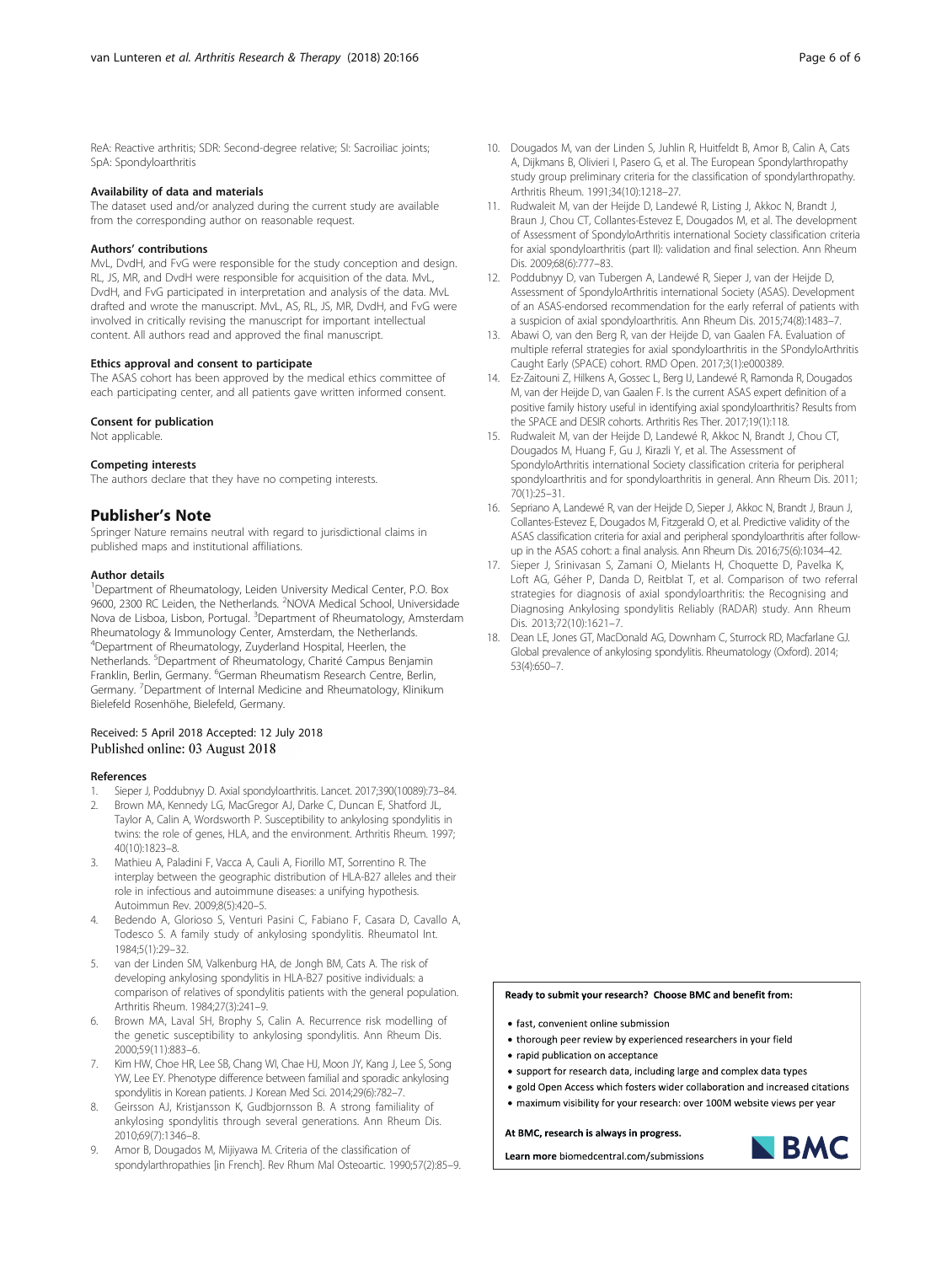ReA: Reactive arthritis; SDR: Second-degree relative; SI: Sacroiliac joints; SpA: Spondyloarthritis

#### Availability of data and materials

The dataset used and/or analyzed during the current study are available from the corresponding author on reasonable request.

#### Authors' contributions

MvL, DvdH, and FvG were responsible for the study conception and design. RL, JS, MR, and DvdH were responsible for acquisition of the data. MvL, DvdH, and FvG participated in interpretation and analysis of the data. MvL drafted and wrote the manuscript. MvL, AS, RL, JS, MR, DvdH, and FvG were involved in critically revising the manuscript for important intellectual content. All authors read and approved the final manuscript.

#### Ethics approval and consent to participate

The ASAS cohort has been approved by the medical ethics committee of each participating center, and all patients gave written informed consent.

#### Consent for publication

Not applicable.

#### Competing interests

The authors declare that they have no competing interests.

## Publisher's Note

Springer Nature remains neutral with regard to jurisdictional claims in published maps and institutional affiliations.

#### Author details

[1]Department of Rheumatology, Leiden University Medical Center, P.O. Box 9600, 2300 RC Leiden, the Netherlands. [2]NOVA Medical School, Universidade Nova de Lisboa, Lisbon, Portugal. [3]Department of Rheumatology, Amsterdam Rheumatology & Immunology Center, Amsterdam, the Netherlands. [4]Department of Rheumatology, Zuyderland Hospital, Heerlen, the Netherlands. [5]Department of Rheumatology, Charité Campus Benjamin Franklin, Berlin, Germany. [6]German Rheumatism Research Centre, Berlin, Germany. [7]Department of Internal Medicine and Rheumatology, Klinikum Bielefeld Rosenhöhe, Bielefeld, Germany.

Received: 5 April 2018 Accepted: 12 July 2018
Published online: 03 August 2018

#### References

1. Sieper J, Poddubnyy D. Axial spondyloarthritis. Lancet. 2017;390(10089):73–84.
2. Brown MA, Kennedy LG, MacGregor AJ, Darke C, Duncan E, Shatford JL, Taylor A, Calin A, Wordsworth P. Susceptibility to ankylosing spondylitis in twins: the role of genes, HLA, and the environment. Arthritis Rheum. 1997; 40(10):1823–8.
3. Mathieu A, Paladini F, Vacca A, Cauli A, Fiorillo MT, Sorrentino R. The interplay between the geographic distribution of HLA-B27 alleles and their role in infectious and autoimmune diseases: a unifying hypothesis. Autoimmun Rev. 2009;8(5):420–5.
4. Bedendo A, Glorioso S, Venturi Pasini C, Fabiano F, Casara D, Cavallo A, Todesco S. A family study of ankylosing spondylitis. Rheumatol Int. 1984;5(1):29–32.
5. van der Linden SM, Valkenburg HA, de Jongh BM, Cats A. The risk of developing ankylosing spondylitis in HLA-B27 positive individuals: a comparison of relatives of spondylitis patients with the general population. Arthritis Rheum. 1984;27(3):241–9.
6. Brown MA, Laval SH, Brophy S, Calin A. Recurrence risk modelling of the genetic susceptibility to ankylosing spondylitis. Ann Rheum Dis. 2000;59(11):883–6.
7. Kim HW, Choe HR, Lee SB, Chang WI, Chae HJ, Moon JY, Kang J, Lee S, Song YW, Lee EY. Phenotype difference between familial and sporadic ankylosing spondylitis in Korean patients. J Korean Med Sci. 2014;29(6):782–7.
8. Geirsson AJ, Kristjansson K, Gudbjornsson B. A strong familiality of ankylosing spondylitis through several generations. Ann Rheum Dis. 2010;69(7):1346–8.
9. Amor B, Dougados M, Mijiyawa M. Criteria of the classification of spondylarthropathies [in French]. Rev Rhum Mal Osteoartic. 1990;57(2):85–9.
10. Dougados M, van der Linden S, Juhlin R, Huitfeldt B, Amor B, Calin A, Cats A, Dijkmans B, Olivieri I, Pasero G, et al. The European Spondylarthropathy study group preliminary criteria for the classification of spondylarthropathy. Arthritis Rheum. 1991;34(10):1218–27.
11. Rudwaleit M, van der Heijde D, Landewé R, Listing J, Akkoc N, Brandt J, Braun J, Chou CT, Collantes-Estevez E, Dougados M, et al. The development of Assessment of SpondyloArthritis international Society classification criteria for axial spondyloarthritis (part II): validation and final selection. Ann Rheum Dis. 2009;68(6):777–83.
12. Poddubnyy D, van Tubergen A, Landewé R, Sieper J, van der Heijde D, Assessment of SpondyloArthritis international Society (ASAS). Development of an ASAS-endorsed recommendation for the early referral of patients with a suspicion of axial spondyloarthritis. Ann Rheum Dis. 2015;74(8):1483–7.
13. Abawi O, van den Berg R, van der Heijde D, van Gaalen FA. Evaluation of multiple referral strategies for axial spondyloarthritis in the SPondyloArthritis Caught Early (SPACE) cohort. RMD Open. 2017;3(1):e000389.
14. Ez-Zaitouni Z, Hilkens A, Gossec L, Berg IJ, Landewé R, Ramonda R, Dougados M, van der Heijde D, van Gaalen F. Is the current ASAS expert definition of a positive family history useful in identifying axial spondyloarthritis? Results from the SPACE and DESIR cohorts. Arthritis Res Ther. 2017;19(1):118.
15. Rudwaleit M, van der Heijde D, Landewé R, Akkoc N, Brandt J, Chou CT, Dougados M, Huang F, Gu J, Kirazli Y, et al. The Assessment of SpondyloArthritis international Society classification criteria for peripheral spondyloarthritis and for spondyloarthritis in general. Ann Rheum Dis. 2011; 70(1):25–31.
16. Sepriano A, Landewé R, van der Heijde D, Sieper J, Akkoc N, Brandt J, Braun J, Collantes-Estevez E, Dougados M, Fitzgerald O, et al. Predictive validity of the ASAS classification criteria for axial and peripheral spondyloarthritis after follow-up in the ASAS cohort: a final analysis. Ann Rheum Dis. 2016;75(6):1034–42.
17. Sieper J, Srinivasan S, Zamani O, Mielants H, Choquette D, Pavelka K, Loft AG, Géher P, Danda D, Reitblat T, et al. Comparison of two referral strategies for diagnosis of axial spondyloarthritis: the Recognising and Diagnosing Ankylosing spondylitis Reliably (RADAR) study. Ann Rheum Dis. 2013;72(10):1621–7.
18. Dean LE, Jones GT, MacDonald AG, Downham C, Sturrock RD, Macfarlane GJ. Global prevalence of ankylosing spondylitis. Rheumatology (Oxford). 2014; 53(4):650–7.

**Ready to submit your research? Choose BMC and benefit from:**

- fast, convenient online submission
- thorough peer review by experienced researchers in your field
- rapid publication on acceptance
- support for research data, including large and complex data types
- gold Open Access which fosters wider collaboration and increased citations
- maximum visibility for your research: over 100M website views per year

**At BMC, research is always in progress.**

**Learn more** biomedcentral.com/submissions

BMC